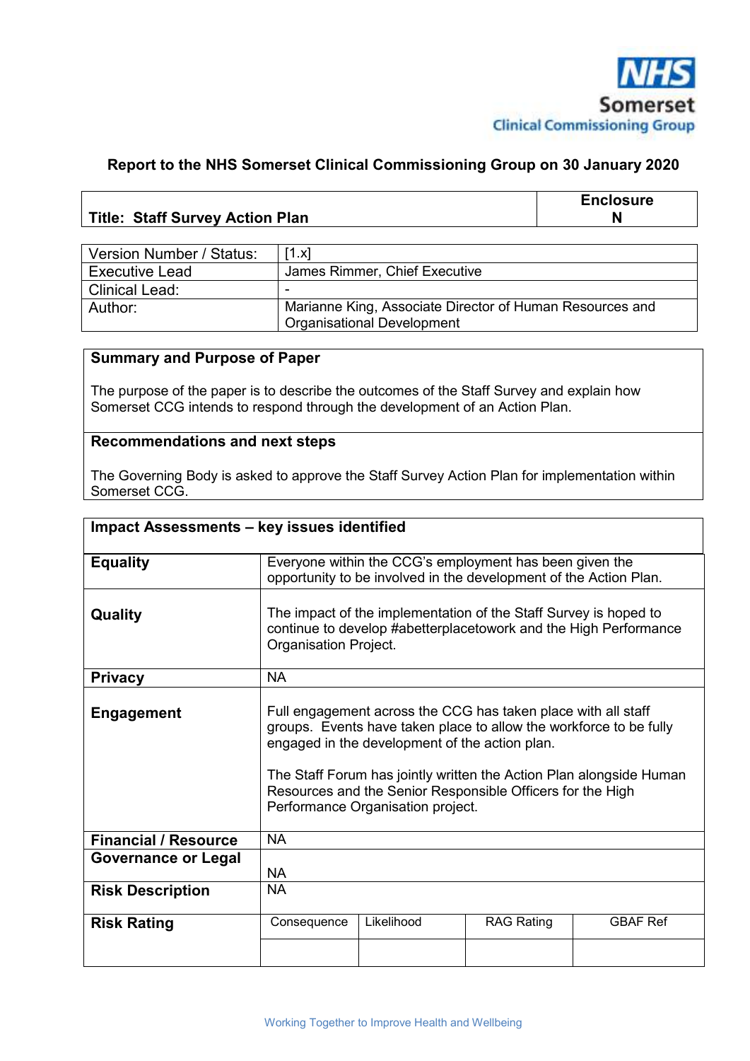NHS
Somerset
Clinical Commissioning Group

**Report to the NHS Somerset Clinical Commissioning Group on 30 January 2020**

| Title: Staff Survey Action Plan | Enclosure N |
|---|---|

| | |
|---|---|
| Version Number / Status: | [1.x] |
| Executive Lead | James Rimmer, Chief Executive |
| Clinical Lead: | - |
| Author: | Marianne King, Associate Director of Human Resources and Organisational Development |

**Summary and Purpose of Paper**

The purpose of the paper is to describe the outcomes of the Staff Survey and explain how Somerset CCG intends to respond through the development of an Action Plan.

**Recommendations and next steps**

The Governing Body is asked to approve the Staff Survey Action Plan for implementation within Somerset CCG.

| **Impact Assessments – key issues identified** | | | | |
|---|---|---|---|---|
| **Equality** | Everyone within the CCG's employment has been given the opportunity to be involved in the development of the Action Plan. | | | |
| **Quality** | The impact of the implementation of the Staff Survey is hoped to continue to develop #abetterplacetowork and the High Performance Organisation Project. | | | |
| **Privacy** | NA | | | |
| **Engagement** | Full engagement across the CCG has taken place with all staff groups. Events have taken place to allow the workforce to be fully engaged in the development of the action plan.<br><br>The Staff Forum has jointly written the Action Plan alongside Human Resources and the Senior Responsible Officers for the High Performance Organisation project. | | | |
| **Financial / Resource** | NA | | | |
| **Governance or Legal** | NA | | | |
| **Risk Description** | NA | | | |
| **Risk Rating** | Consequence | Likelihood | RAG Rating | GBAF Ref |
| | | | | |

Working Together to Improve Health and Wellbeing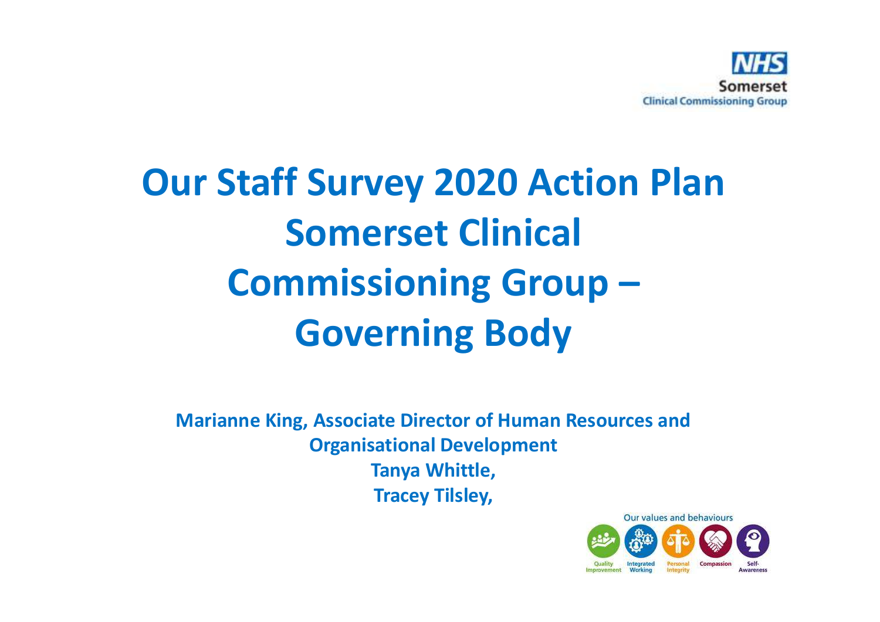# Our Staff Survey 2020 Action Plan Somerset Clinical Commissioning Group – Governing Body

**Marianne King, Associate Director of Human Resources and Organisational Development**
**Tanya Whittle,**
**Tracey Tilsley,**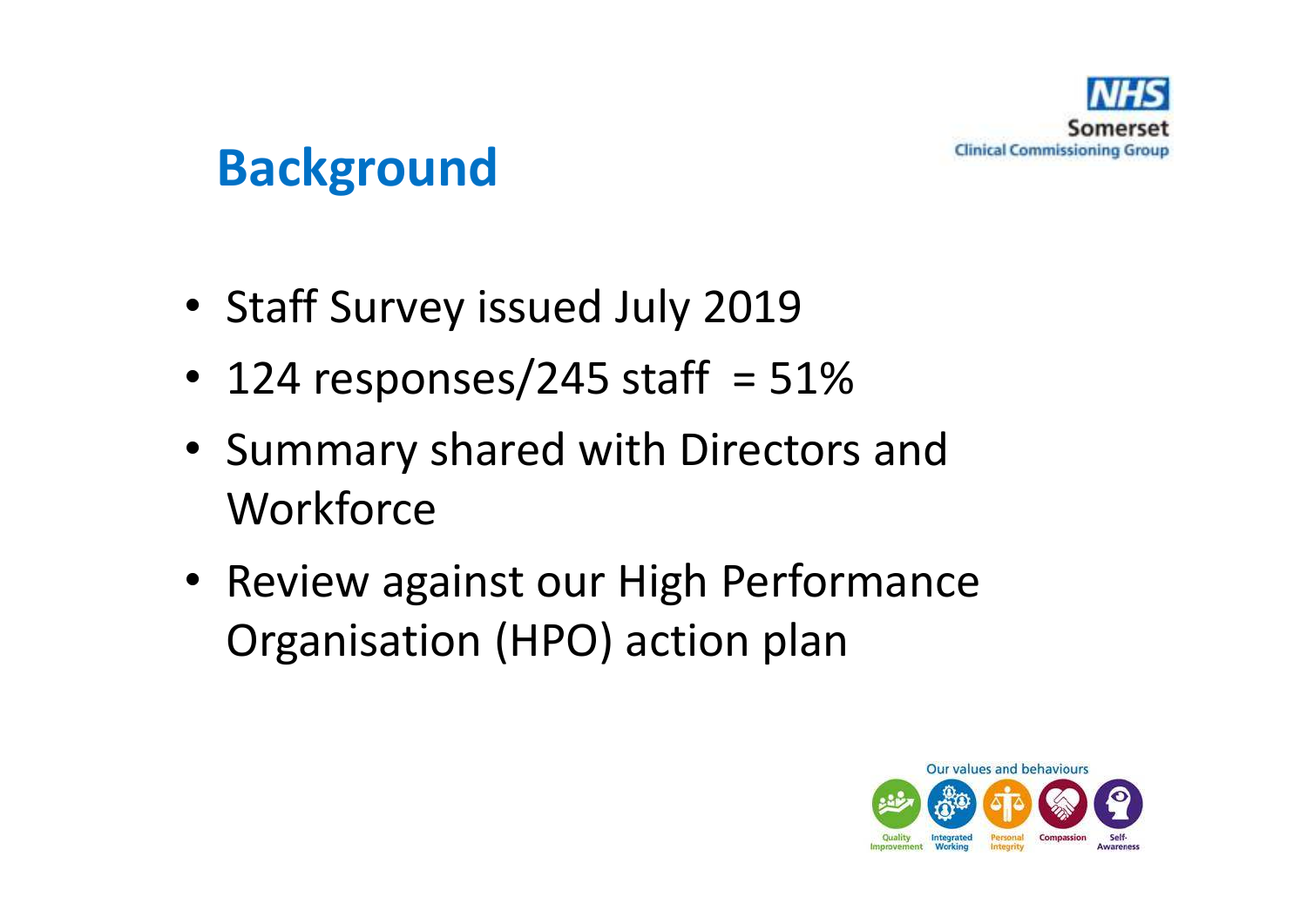# Background

- Staff Survey issued July 2019
- 124 responses/245 staff = 51%
- Summary shared with Directors and Workforce
- Review against our High Performance Organisation (HPO) action plan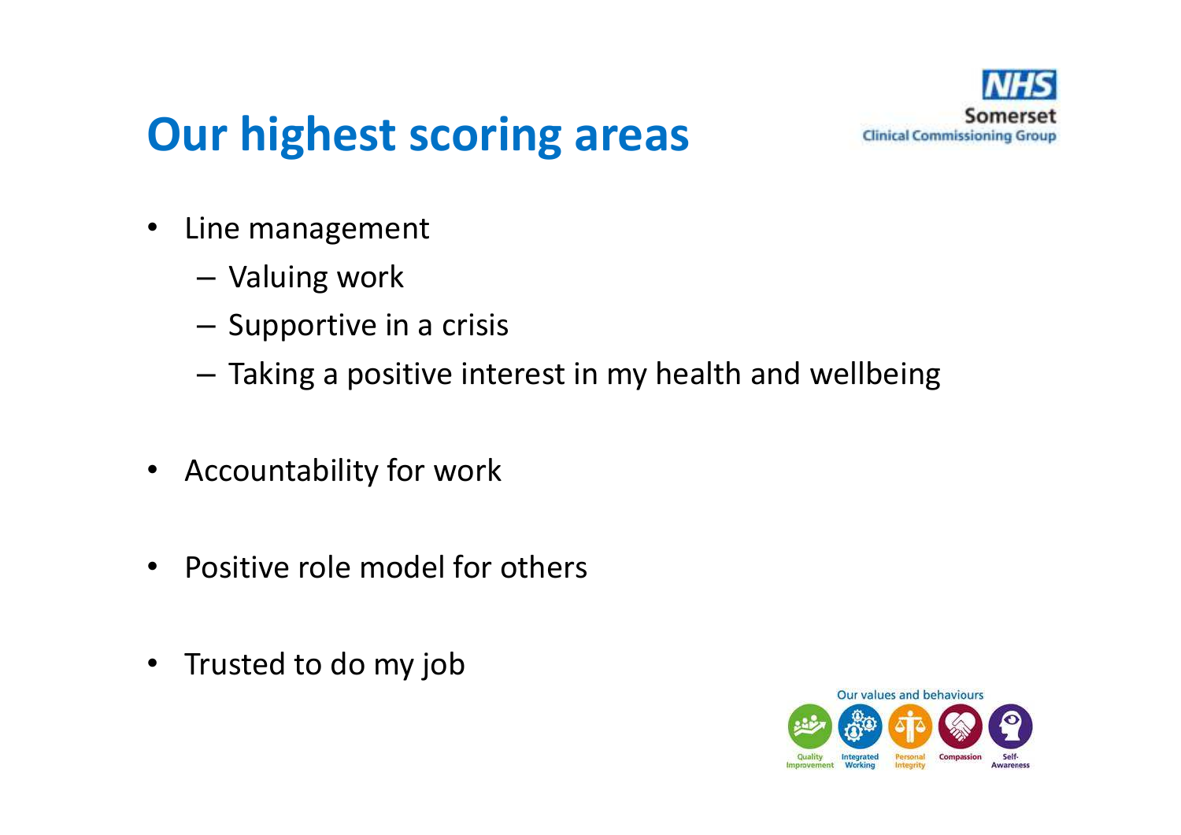# Our highest scoring areas

- Line management
  - Valuing work
  - Supportive in a crisis
  - Taking a positive interest in my health and wellbeing
- Accountability for work
- Positive role model for others
- Trusted to do my job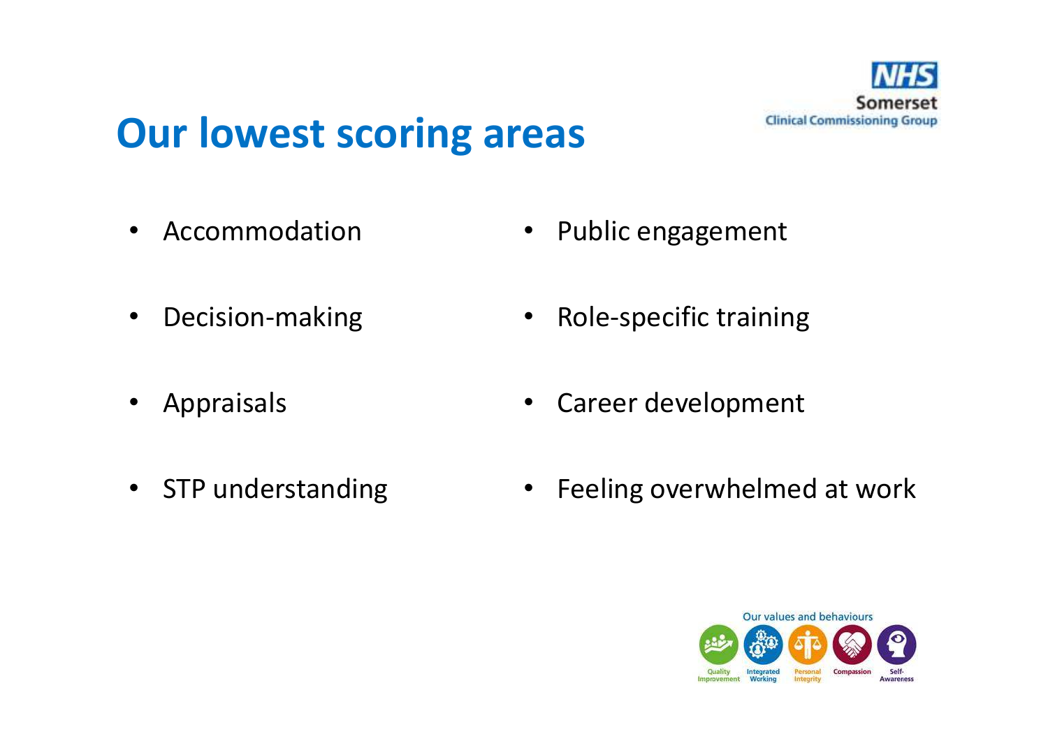# Our lowest scoring areas

- Accommodation
- Decision-making
- Appraisals
- STP understanding
- Public engagement
- Role-specific training
- Career development
- Feeling overwhelmed at work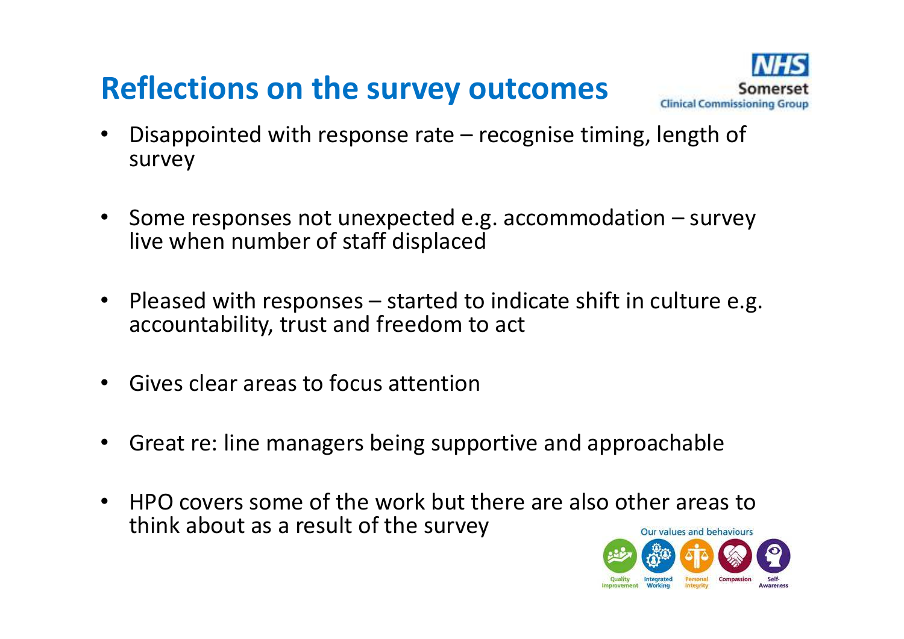# Reflections on the survey outcomes

- Disappointed with response rate – recognise timing, length of survey
- Some responses not unexpected e.g. accommodation – survey live when number of staff displaced
- Pleased with responses – started to indicate shift in culture e.g. accountability, trust and freedom to act
- Gives clear areas to focus attention
- Great re: line managers being supportive and approachable
- HPO covers some of the work but there are also other areas to think about as a result of the survey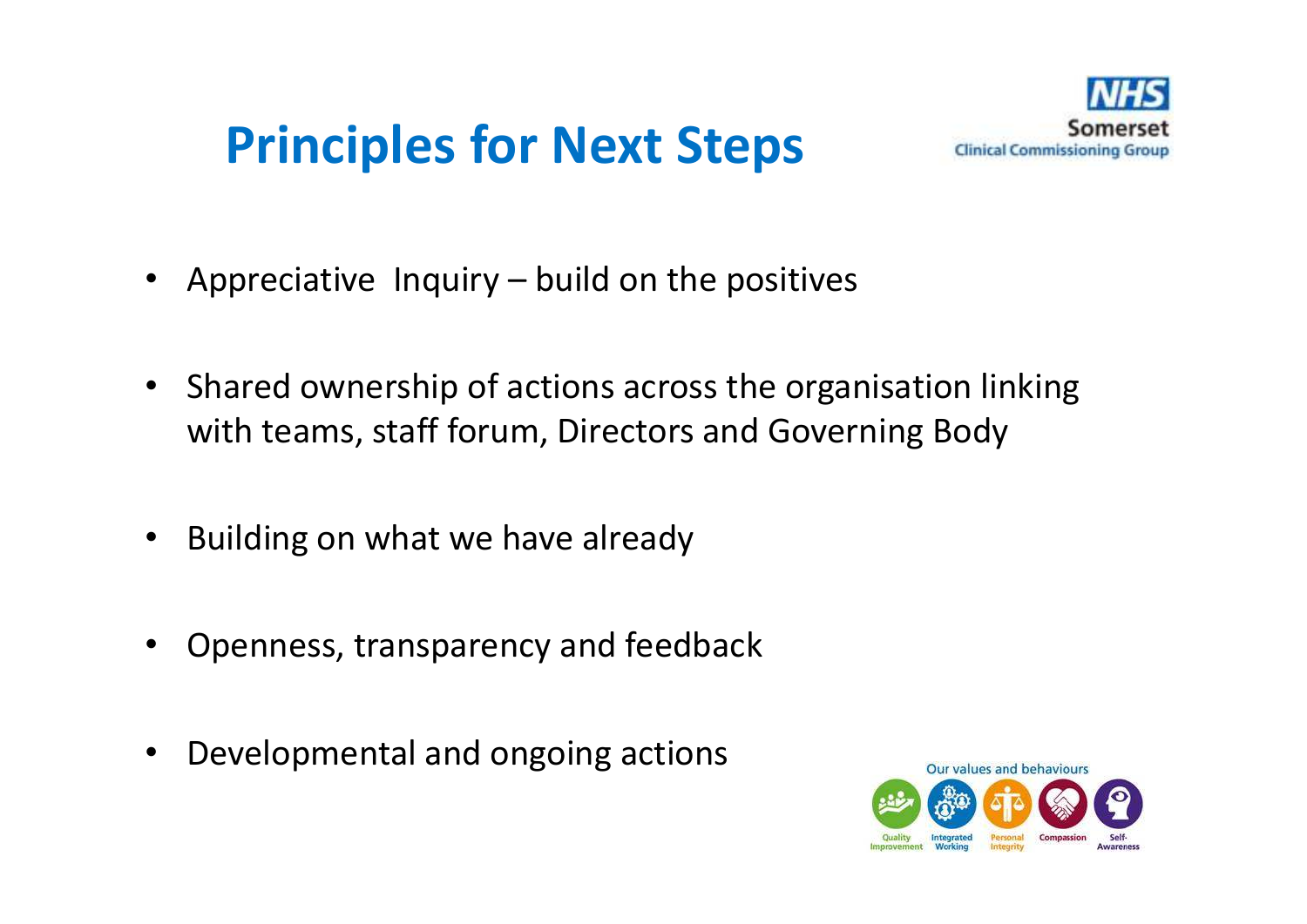# Principles for Next Steps

- Appreciative Inquiry – build on the positives
- Shared ownership of actions across the organisation linking with teams, staff forum, Directors and Governing Body
- Building on what we have already
- Openness, transparency and feedback
- Developmental and ongoing actions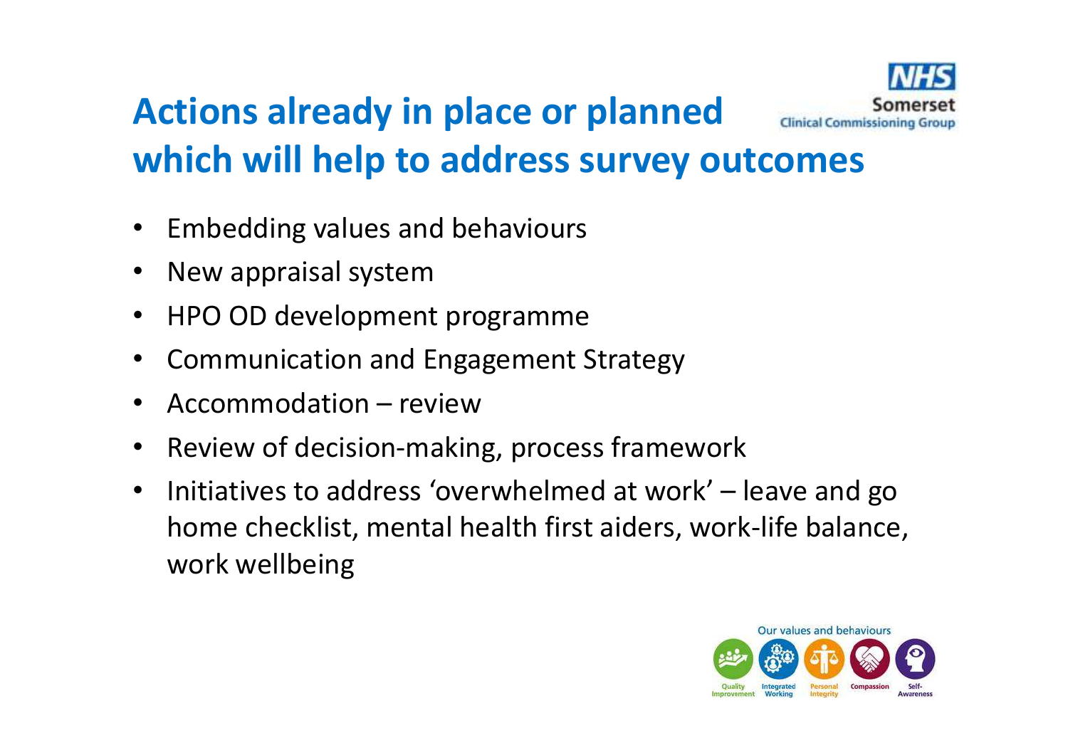# Actions already in place or planned which will help to address survey outcomes

- Embedding values and behaviours
- New appraisal system
- HPO OD development programme
- Communication and Engagement Strategy
- Accommodation – review
- Review of decision-making, process framework
- Initiatives to address 'overwhelmed at work' – leave and go home checklist, mental health first aiders, work-life balance, work wellbeing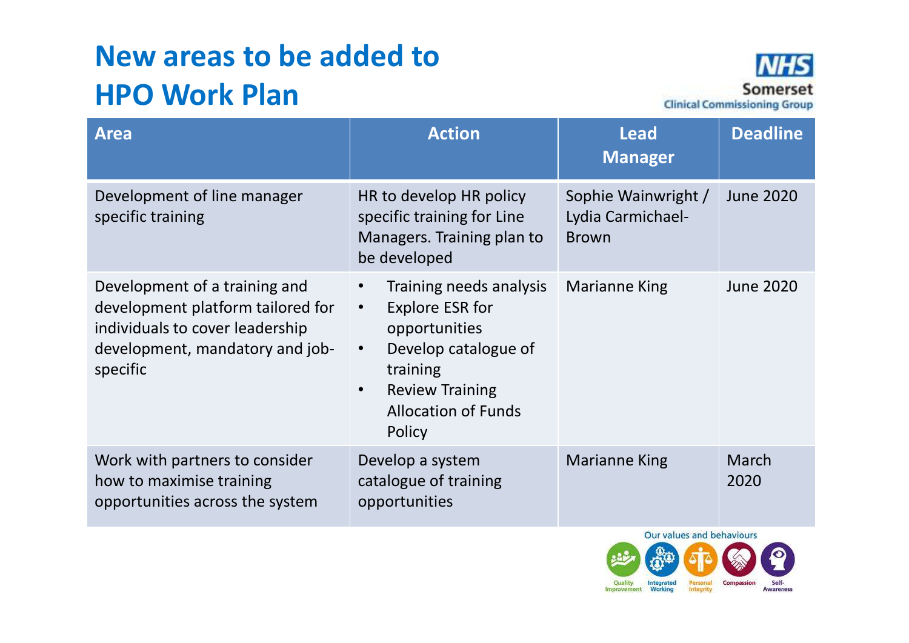# New areas to be added to HPO Work Plan

| Area | Action | Lead Manager | Deadline |
|---|---|---|---|
| Development of line manager specific training | HR to develop HR policy specific training for Line Managers. Training plan to be developed | Sophie Wainwright / Lydia Carmichael-Brown | June 2020 |
| Development of a training and development platform tailored for individuals to cover leadership development, mandatory and job-specific | • Training needs analysis<br>• Explore ESR for opportunities<br>• Develop catalogue of training<br>• Review Training Allocation of Funds Policy | Marianne King | June 2020 |
| Work with partners to consider how to maximise training opportunities across the system | Develop a system catalogue of training opportunities | Marianne King | March 2020 |

Our values and behaviours

Quality Improvement · Integrated Working · Personal Integrity · Compassion · Self-Awareness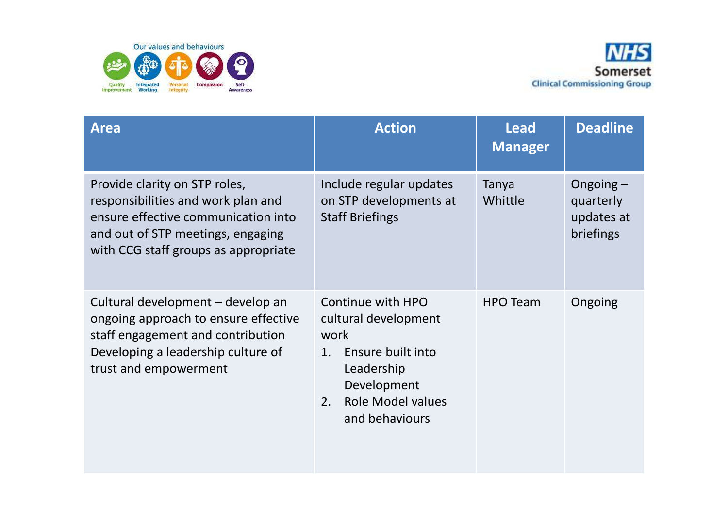| Area | Action | Lead Manager | Deadline |
| --- | --- | --- | --- |
| Provide clarity on STP roles, responsibilities and work plan and ensure effective communication into and out of STP meetings, engaging with CCG staff groups as appropriate | Include regular updates on STP developments at Staff Briefings | Tanya Whittle | Ongoing – quarterly updates at briefings |
| Cultural development – develop an ongoing approach to ensure effective staff engagement and contribution Developing a leadership culture of trust and empowerment | Continue with HPO cultural development work<br>1. Ensure built into Leadership Development<br>2. Role Model values and behaviours | HPO Team | Ongoing |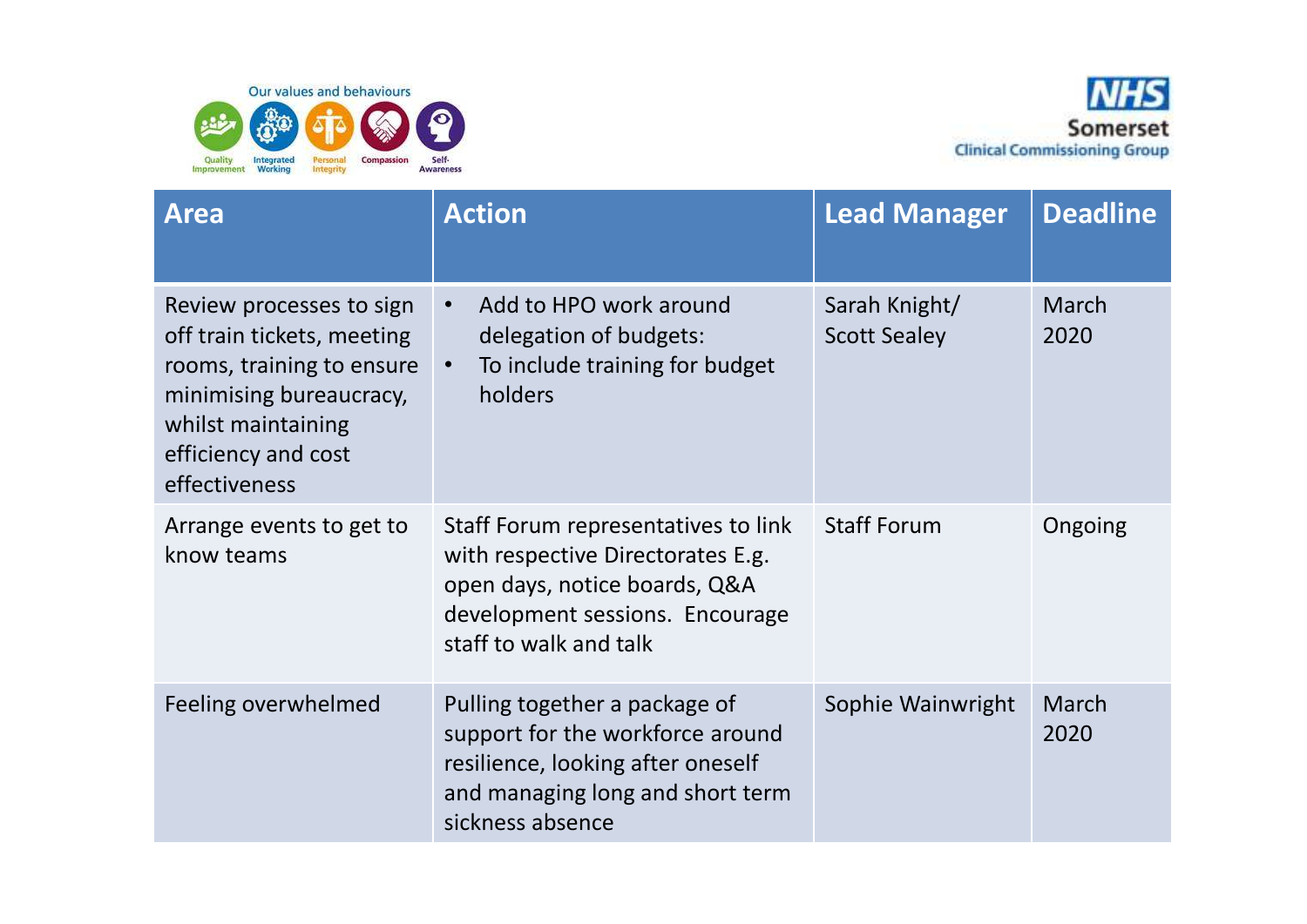Our values and behaviours

Quality Improvement | Integrated Working | Personal Integrity | Compassion | Self-Awareness

NHS Somerset Clinical Commissioning Group

| Area | Action | Lead Manager | Deadline |
|---|---|---|---|
| Review processes to sign off train tickets, meeting rooms, training to ensure minimising bureaucracy, whilst maintaining efficiency and cost effectiveness | • Add to HPO work around delegation of budgets:<br>• To include training for budget holders | Sarah Knight/ Scott Sealey | March 2020 |
| Arrange events to get to know teams | Staff Forum representatives to link with respective Directorates E.g. open days, notice boards, Q&A development sessions. Encourage staff to walk and talk | Staff Forum | Ongoing |
| Feeling overwhelmed | Pulling together a package of support for the workforce around resilience, looking after oneself and managing long and short term sickness absence | Sophie Wainwright | March 2020 |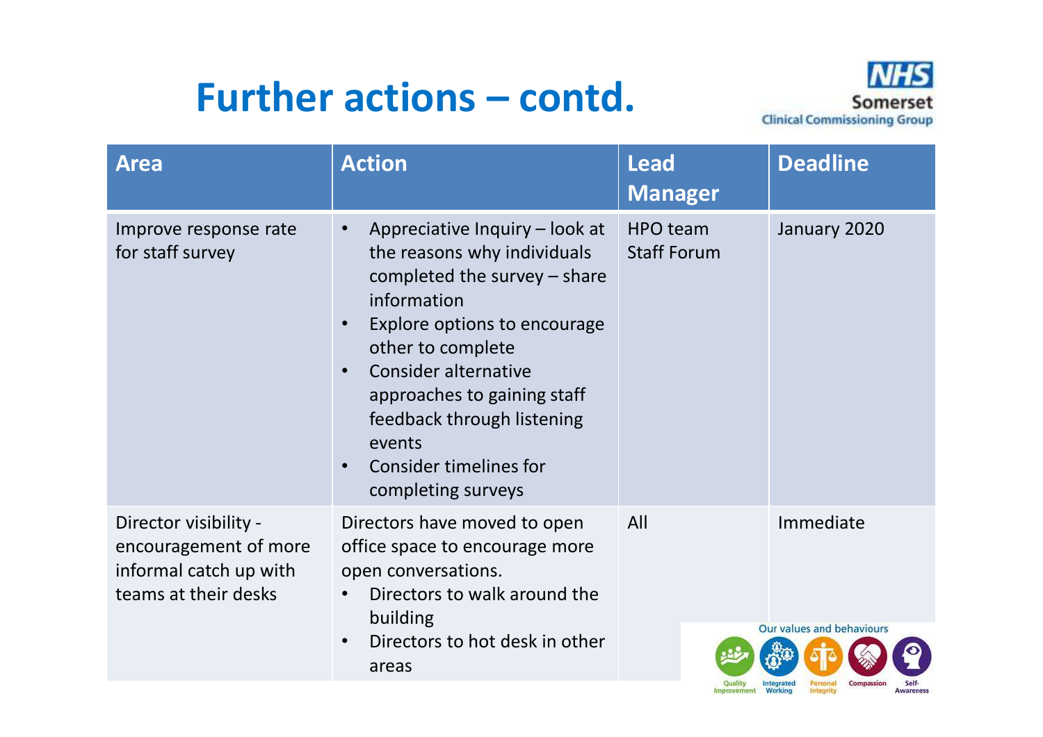# Further actions – contd.

NHS Somerset Clinical Commissioning Group

| Area | Action | Lead Manager | Deadline |
|---|---|---|---|
| Improve response rate for staff survey | • Appreciative Inquiry – look at the reasons why individuals completed the survey – share information<br>• Explore options to encourage other to complete<br>• Consider alternative approaches to gaining staff feedback through listening events<br>• Consider timelines for completing surveys | HPO team<br>Staff Forum | January 2020 |
| Director visibility - encouragement of more informal catch up with teams at their desks | Directors have moved to open office space to encourage more open conversations.<br>• Directors to walk around the building<br>• Directors to hot desk in other areas | All | Immediate |

Our values and behaviours

Quality Improvement | Integrated Working | Personal Integrity | Compassion | Self-Awareness